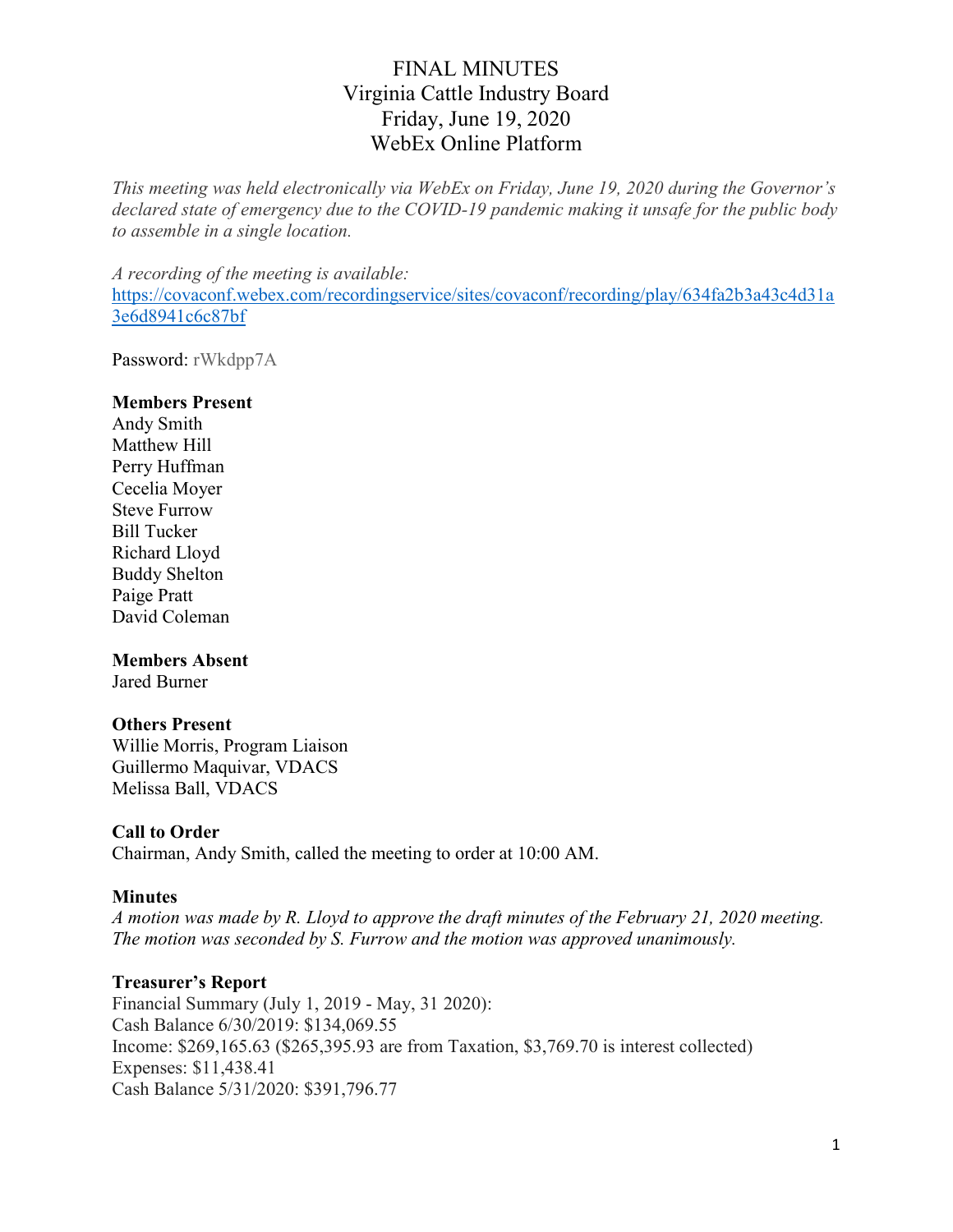# FINAL MINUTES
## Virginia Cattle Industry Board
## Friday, June 19, 2020
## WebEx Online Platform

*This meeting was held electronically via WebEx on Friday, June 19, 2020 during the Governor's declared state of emergency due to the COVID-19 pandemic making it unsafe for the public body to assemble in a single location.*

*A recording of the meeting is available:*
https://covaconf.webex.com/recordingservice/sites/covaconf/recording/play/634fa2b3a43c4d31a3e6d8941c6c87bf

Password: rWkdpp7A

**Members Present**
Andy Smith
Matthew Hill
Perry Huffman
Cecelia Moyer
Steve Furrow
Bill Tucker
Richard Lloyd
Buddy Shelton
Paige Pratt
David Coleman

**Members Absent**
Jared Burner

**Others Present**
Willie Morris, Program Liaison
Guillermo Maquivar, VDACS
Melissa Ball, VDACS

**Call to Order**
Chairman, Andy Smith, called the meeting to order at 10:00 AM.

**Minutes**
*A motion was made by R. Lloyd to approve the draft minutes of the February 21, 2020 meeting. The motion was seconded by S. Furrow and the motion was approved unanimously.*

**Treasurer's Report**
Financial Summary (July 1, 2019 - May, 31 2020):
Cash Balance 6/30/2019: $134,069.55
Income: $269,165.63 ($265,395.93 are from Taxation, $3,769.70 is interest collected)
Expenses: $11,438.41
Cash Balance 5/31/2020: $391,796.77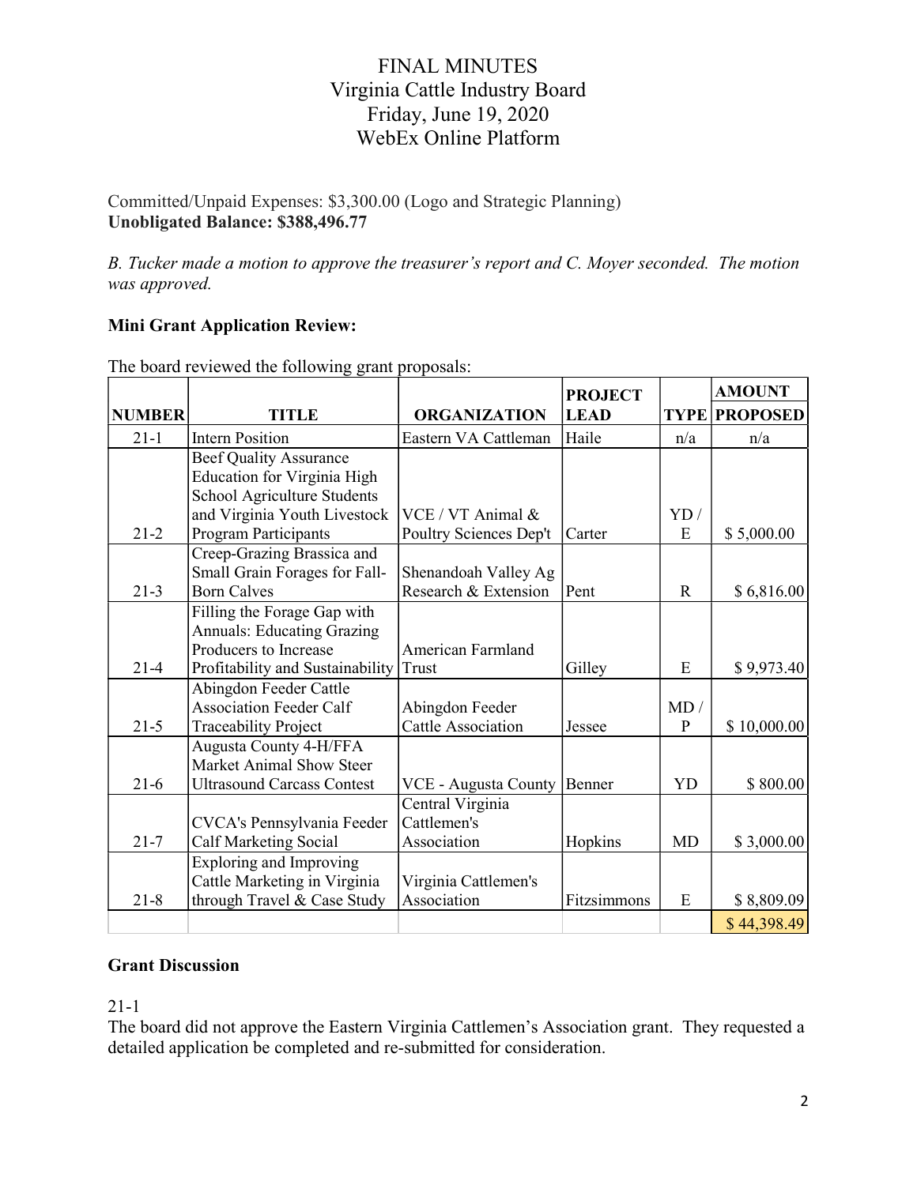# FINAL MINUTES
## Virginia Cattle Industry Board
## Friday, June 19, 2020
## WebEx Online Platform

Committed/Unpaid Expenses: $3,300.00 (Logo and Strategic Planning)
**Unobligated Balance: $388,496.77**

*B. Tucker made a motion to approve the treasurer's report and C. Moyer seconded. The motion was approved.*

**Mini Grant Application Review:**

The board reviewed the following grant proposals:

| NUMBER | TITLE | ORGANIZATION | PROJECT LEAD | TYPE | AMOUNT PROPOSED |
|---|---|---|---|---|---|
| 21-1 | Intern Position | Eastern VA Cattleman | Haile | n/a | n/a |
| 21-2 | Beef Quality Assurance Education for Virginia High School Agriculture Students and Virginia Youth Livestock Program Participants | VCE / VT Animal & Poultry Sciences Dep't | Carter | YD / E | $ 5,000.00 |
| 21-3 | Creep-Grazing Brassica and Small Grain Forages for Fall-Born Calves | Shenandoah Valley Ag Research & Extension | Pent | R | $ 6,816.00 |
| 21-4 | Filling the Forage Gap with Annuals: Educating Grazing Producers to Increase Profitability and Sustainability | American Farmland Trust | Gilley | E | $ 9,973.40 |
| 21-5 | Abingdon Feeder Cattle Association Feeder Calf Traceability Project | Abingdon Feeder Cattle Association | Jessee | MD / P | $ 10,000.00 |
| 21-6 | Augusta County 4-H/FFA Market Animal Show Steer Ultrasound Carcass Contest | VCE - Augusta County | Benner | YD | $ 800.00 |
| 21-7 | CVCA's Pennsylvania Feeder Calf Marketing Social | Central Virginia Cattlemen's Association | Hopkins | MD | $ 3,000.00 |
| 21-8 | Exploring and Improving Cattle Marketing in Virginia through Travel & Case Study | Virginia Cattlemen's Association | Fitzsimmons | E | $ 8,809.09 |
| | | | | | $ 44,398.49 |

**Grant Discussion**

21-1
The board did not approve the Eastern Virginia Cattlemen's Association grant. They requested a detailed application be completed and re-submitted for consideration.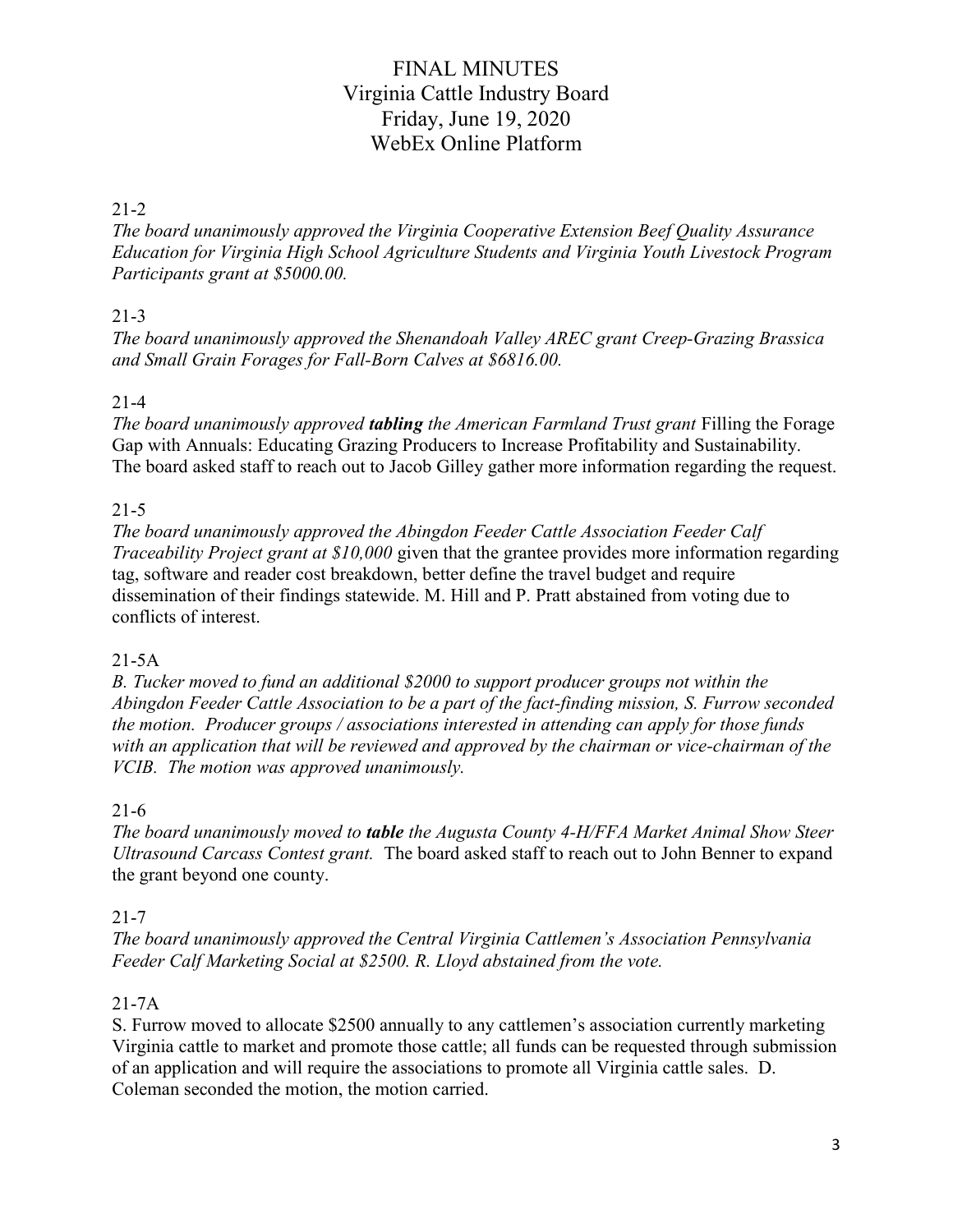# FINAL MINUTES
# Virginia Cattle Industry Board
# Friday, June 19, 2020
# WebEx Online Platform

21-2

*The board unanimously approved the Virginia Cooperative Extension Beef Quality Assurance Education for Virginia High School Agriculture Students and Virginia Youth Livestock Program Participants grant at $5000.00.*

21-3

*The board unanimously approved the Shenandoah Valley AREC grant Creep-Grazing Brassica and Small Grain Forages for Fall-Born Calves at $6816.00.*

21-4

*The board unanimously approved* ***tabling*** *the American Farmland Trust grant* Filling the Forage Gap with Annuals: Educating Grazing Producers to Increase Profitability and Sustainability. The board asked staff to reach out to Jacob Gilley gather more information regarding the request.

21-5

*The board unanimously approved the Abingdon Feeder Cattle Association Feeder Calf Traceability Project grant at $10,000* given that the grantee provides more information regarding tag, software and reader cost breakdown, better define the travel budget and require dissemination of their findings statewide. M. Hill and P. Pratt abstained from voting due to conflicts of interest.

21-5A

*B. Tucker moved to fund an additional $2000 to support producer groups not within the Abingdon Feeder Cattle Association to be a part of the fact-finding mission, S. Furrow seconded the motion. Producer groups / associations interested in attending can apply for those funds with an application that will be reviewed and approved by the chairman or vice-chairman of the VCIB. The motion was approved unanimously.*

21-6

*The board unanimously moved to* ***table*** *the Augusta County 4-H/FFA Market Animal Show Steer Ultrasound Carcass Contest grant.* The board asked staff to reach out to John Benner to expand the grant beyond one county.

21-7

*The board unanimously approved the Central Virginia Cattlemen's Association Pennsylvania Feeder Calf Marketing Social at $2500. R. Lloyd abstained from the vote.*

21-7A

S. Furrow moved to allocate $2500 annually to any cattlemen's association currently marketing Virginia cattle to market and promote those cattle; all funds can be requested through submission of an application and will require the associations to promote all Virginia cattle sales. D. Coleman seconded the motion, the motion carried.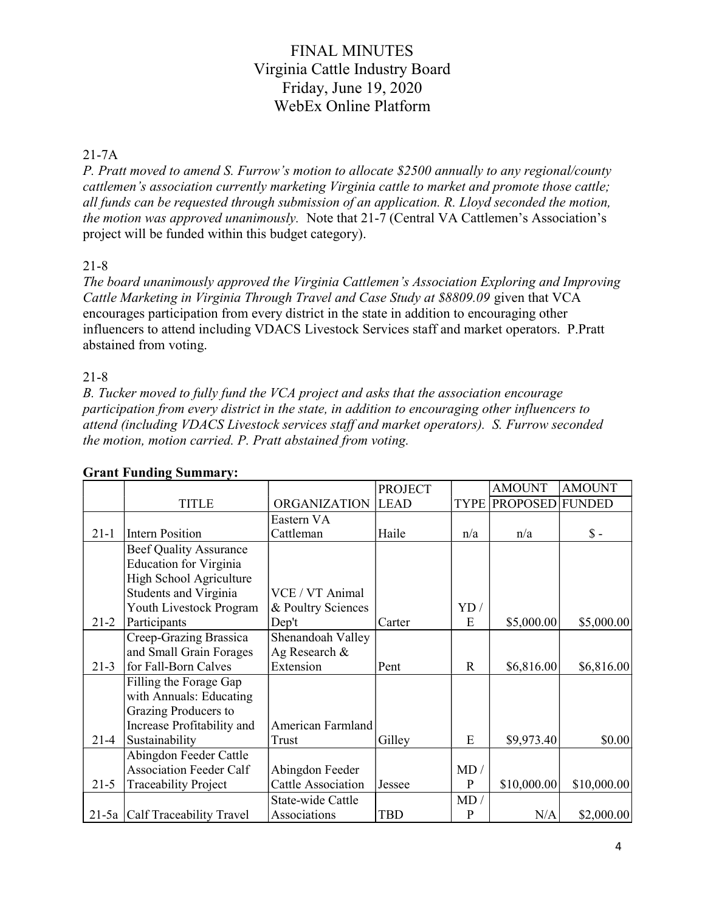# FINAL MINUTES
# Virginia Cattle Industry Board
# Friday, June 19, 2020
# WebEx Online Platform

21-7A

*P. Pratt moved to amend S. Furrow's motion to allocate $2500 annually to any regional/county cattlemen's association currently marketing Virginia cattle to market and promote those cattle; all funds can be requested through submission of an application. R. Lloyd seconded the motion, the motion was approved unanimously.* Note that 21-7 (Central VA Cattlemen's Association's project will be funded within this budget category).

21-8

*The board unanimously approved the Virginia Cattlemen's Association Exploring and Improving Cattle Marketing in Virginia Through Travel and Case Study at $8809.09* given that VCA encourages participation from every district in the state in addition to encouraging other influencers to attend including VDACS Livestock Services staff and market operators. P.Pratt abstained from voting.

21-8

*B. Tucker moved to fully fund the VCA project and asks that the association encourage participation from every district in the state, in addition to encouraging other influencers to attend (including VDACS Livestock services staff and market operators). S. Furrow seconded the motion, motion carried. P. Pratt abstained from voting.*

**Grant Funding Summary:**

| | TITLE | ORGANIZATION | PROJECT LEAD | TYPE | AMOUNT PROPOSED | AMOUNT FUNDED |
|---|---|---|---|---|---|---|
| 21-1 | Intern Position | Eastern VA Cattleman | Haile | n/a | n/a | $ - |
| 21-2 | Beef Quality Assurance Education for Virginia High School Agriculture Students and Virginia Youth Livestock Program Participants | VCE / VT Animal & Poultry Sciences Dep't | Carter | YD / E | $5,000.00 | $5,000.00 |
| 21-3 | Creep-Grazing Brassica and Small Grain Forages for Fall-Born Calves | Shenandoah Valley Ag Research & Extension | Pent | R | $6,816.00 | $6,816.00 |
| 21-4 | Filling the Forage Gap with Annuals: Educating Grazing Producers to Increase Profitability and Sustainability | American Farmland Trust | Gilley | E | $9,973.40 | $0.00 |
| 21-5 | Abingdon Feeder Cattle Association Feeder Calf Traceability Project | Abingdon Feeder Cattle Association | Jessee | MD / P | $10,000.00 | $10,000.00 |
| 21-5a | Calf Traceability Travel | State-wide Cattle Associations | TBD | MD / P | N/A | $2,000.00 |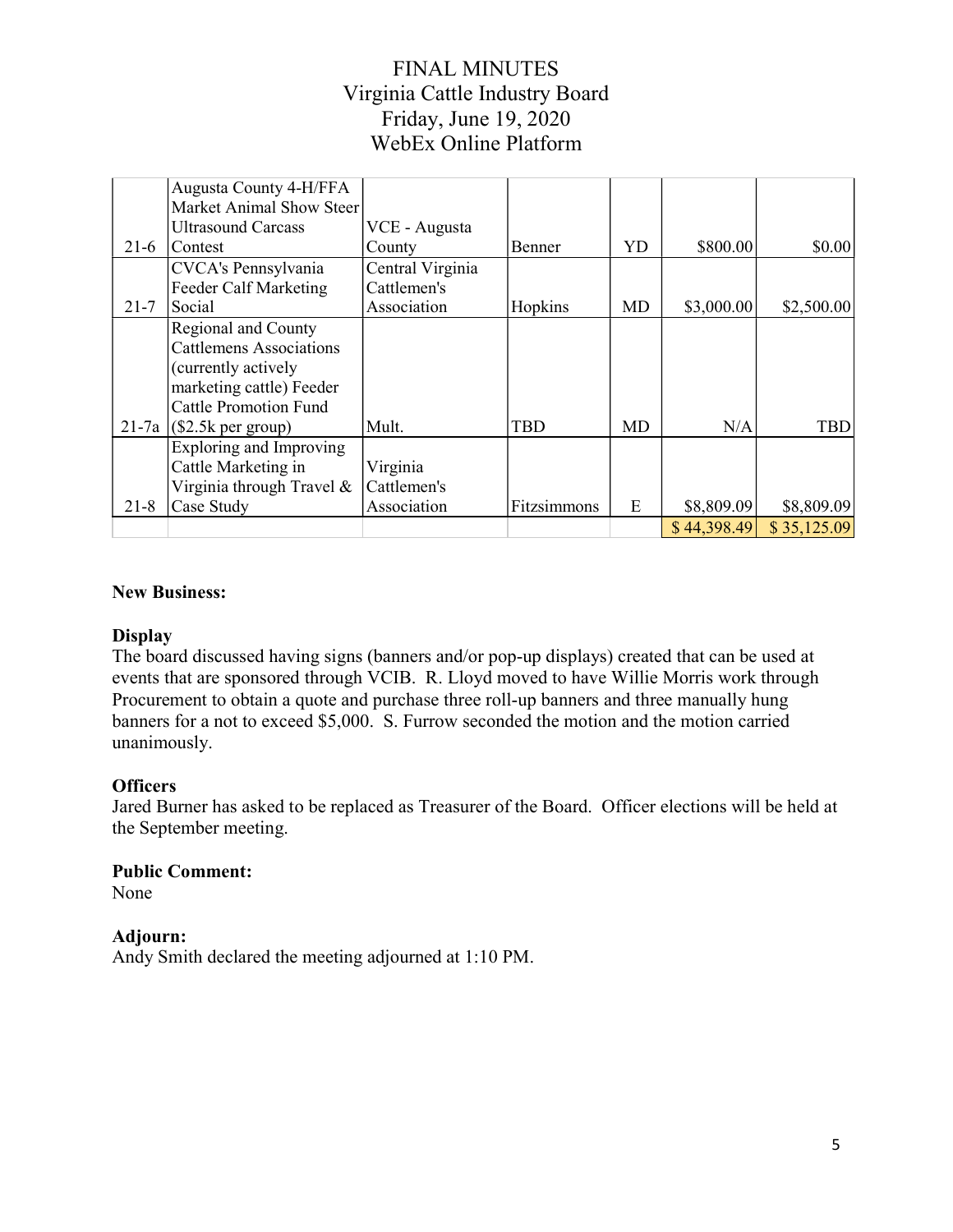# FINAL MINUTES
Virginia Cattle Industry Board
Friday, June 19, 2020
WebEx Online Platform

| | | | | | | |
|---|---|---|---|---|---|---|
| 21-6 | Augusta County 4-H/FFA Market Animal Show Steer Ultrasound Carcass Contest | VCE - Augusta County | Benner | YD | \$800.00 | \$0.00 |
| 21-7 | CVCA's Pennsylvania Feeder Calf Marketing Social | Central Virginia Cattlemen's Association | Hopkins | MD | \$3,000.00 | \$2,500.00 |
| 21-7a | Regional and County Cattlemens Associations (currently actively marketing cattle) Feeder Cattle Promotion Fund (\$2.5k per group) | Mult. | TBD | MD | N/A | TBD |
| 21-8 | Exploring and Improving Cattle Marketing in Virginia through Travel & Case Study | Virginia Cattlemen's Association | Fitzsimmons | E | \$8,809.09 | \$8,809.09 |
| | | | | | \$ 44,398.49 | \$ 35,125.09 |

**New Business:**

**Display**

The board discussed having signs (banners and/or pop-up displays) created that can be used at events that are sponsored through VCIB. R. Lloyd moved to have Willie Morris work through Procurement to obtain a quote and purchase three roll-up banners and three manually hung banners for a not to exceed \$5,000. S. Furrow seconded the motion and the motion carried unanimously.

**Officers**

Jared Burner has asked to be replaced as Treasurer of the Board. Officer elections will be held at the September meeting.

**Public Comment:**

None

**Adjourn:**

Andy Smith declared the meeting adjourned at 1:10 PM.